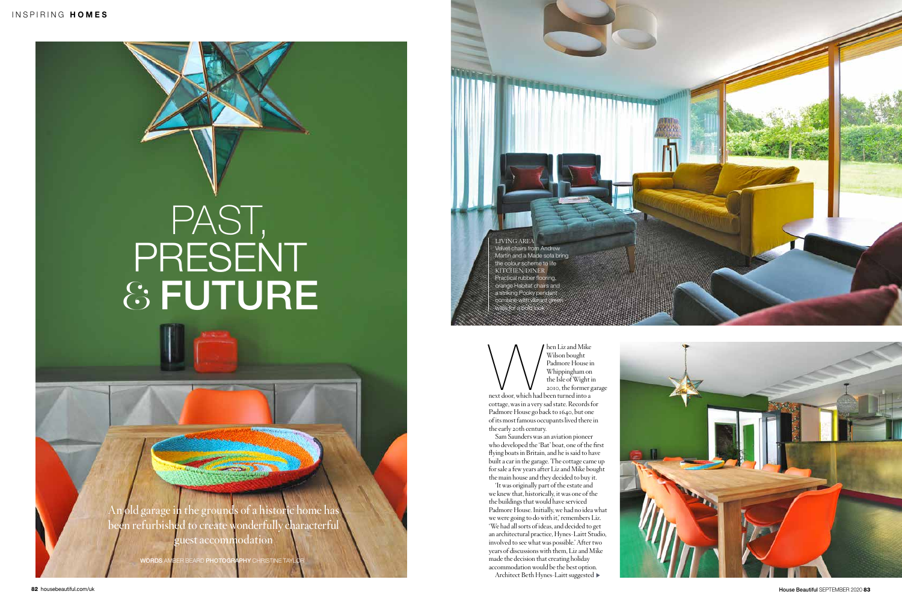# PAST, PRESENT & FUTURE

An old garage in the grounds of a historic home has been refurbished to create wonderfully characterful guest accommodation

**WORDS** AMBER BEARD **PHOTOGRAPHY** CHRISTINE TAYLOR

LIVING AREA
Velvet chairs from Andrew Martin and a Made sofa bring the colour scheme to life
KITCHEN-DINER
Practical rubber flooring, orange Habitat chairs and a striking Pooky pendant combine with vibrant green walls for a bold look

When Liz and Mike Wilson bought Padmore House in Whippingham on the Isle of Wight in 2010, the former garage next door, which had been turned into a cottage, was in a very sad state. Records for Padmore House go back to 1640, but one of its most famous occupants lived there in the early 20th century.

Sam Saunders was an aviation pioneer who developed the 'Bat' boat, one of the first flying boats in Britain, and he is said to have built a car in the garage. The cottage came up for sale a few years after Liz and Mike bought the main house and they decided to buy it.

'It was originally part of the estate and we knew that, historically, it was one of the the buildings that would have serviced Padmore House. Initially, we had no idea what we were going to do with it,' remembers Liz. 'We had all sorts of ideas, and decided to get an architectural practice, Hynes-Laitt Studio, involved to see what was possible.' After two years of discussions with them, Liz and Mike made the decision that creating holiday accommodation would be the best option.

Architect Beth Hynes-Laitt suggested ▶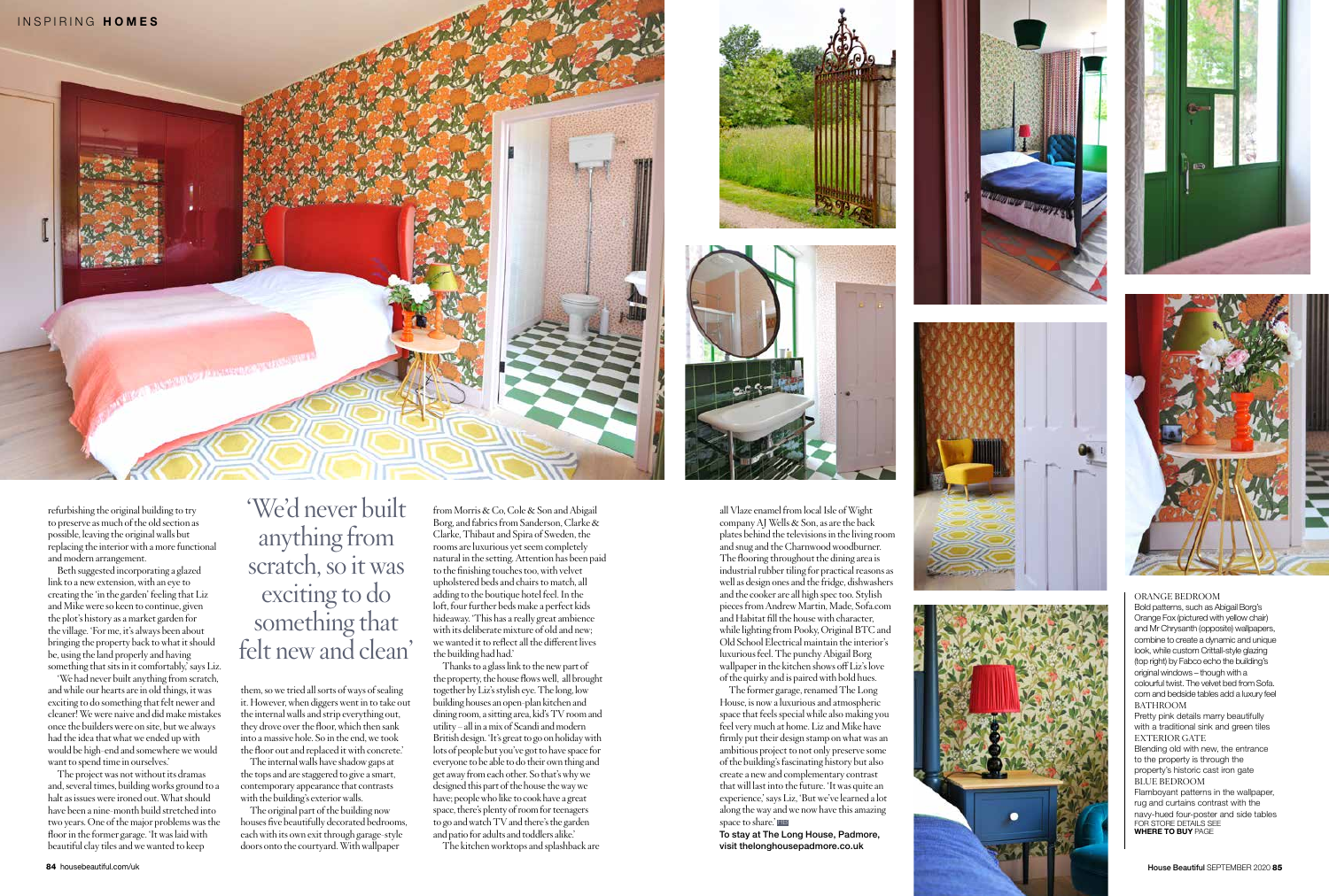refurbishing the original building to try to preserve as much of the old section as possible, leaving the original walls but replacing the interior with a more functional and modern arrangement.

Beth suggested incorporating a glazed link to a new extension, with an eye to creating the 'in the garden' feeling that Liz and Mike were so keen to continue, given the plot's history as a market garden for the village. 'For me, it's always been about bringing the property back to what it should be, using the land properly and having something that sits in it comfortably,' says Liz.

'We had never built anything from scratch, and while our hearts are in old things, it was exciting to do something that felt newer and cleaner! We were naive and did make mistakes once the builders were on site, but we always had the idea that what we ended up with would be high-end and somewhere we would want to spend time in ourselves.'

The project was not without its dramas and, several times, building works ground to a halt as issues were ironed out. What should have been a nine-month build stretched into two years. One of the major problems was the floor in the former garage. 'It was laid with beautiful clay tiles and we wanted to keep them, so we tried all sorts of ways of sealing it. However, when diggers went in to take out the internal walls and strip everything out, they drove over the floor, which then sank into a massive hole. So in the end, we took the floor out and replaced it with concrete.'

> 'We'd never built anything from scratch, so it was exciting to do something that felt new and clean'

The internal walls have shadow gaps at the tops and are staggered to give a smart, contemporary appearance that contrasts with the building's exterior walls.

The original part of the building now houses five beautifully decorated bedrooms, each with its own exit through garage-style doors onto the courtyard. With wallpaper from Morris & Co, Cole & Son and Abigail Borg, and fabrics from Sanderson, Clarke & Clarke, Thibaut and Spira of Sweden, the rooms are luxurious yet seem completely natural in the setting. Attention has been paid to the finishing touches too, with velvet upholstered beds and chairs to match, all adding to the boutique hotel feel. In the loft, four further beds make a perfect kids hideaway. 'This has a really great ambience with its deliberate mixture of old and new; we wanted it to reflect all the different lives the building had had.'

Thanks to a glass link to the new part of the property, the house flows well, all brought together by Liz's stylish eye. The long, low building houses an open-plan kitchen and dining room, a sitting area, kid's TV room and utility – all in a mix of Scandi and modern British design. 'It's great to go on holiday with lots of people but you've got to have space for everyone to be able to do their own thing and get away from each other. So that's why we designed this part of the house the way we have; people who like to cook have a great space, there's plenty of room for teenagers to go and watch TV and there's the garden and patio for adults and toddlers alike.'

The kitchen worktops and splashback are all Vlaze enamel from local Isle of Wight company AJ Wells & Son, as are the back plates behind the televisions in the living room and snug and the Charnwood woodburner. The flooring throughout the dining area is industrial rubber tiling for practical reasons as well as design ones and the fridge, dishwashers and the cooker are all high spec too. Stylish pieces from Andrew Martin, Made, Sofa.com and Habitat fill the house with character, while lighting from Pooky, Original BTC and Old School Electrical maintain the interior's luxurious feel. The punchy Abigail Borg wallpaper in the kitchen shows off Liz's love of the quirky and is paired with bold hues.

The former garage, renamed The Long House, is now a luxurious and atmospheric space that feels special while also making you feel very much at home. Liz and Mike have firmly put their design stamp on what was an ambitious project to not only preserve some of the building's fascinating history but also create a new and complementary contrast that will last into the future. 'It was quite an experience,' says Liz, 'But we've learned a lot along the way and we now have this amazing space to share.'

**To stay at The Long House, Padmore, visit thelonghousepadmore.co.uk**

ORANGE BEDROOM
Bold patterns, such as Abigail Borg's Orange Fox (pictured with yellow chair) and Mr Chrysanth (opposite) wallpapers, combine to create a dynamic and unique look, while custom Crittall-style glazing (top right) by Fabco echo the building's original windows – though with a colourful twist. The velvet bed from Sofa.com and bedside tables add a luxury feel

BATHROOM
Pretty pink details marry beautifully with a traditional sink and green tiles

EXTERIOR GATE
Blending old with new, the entrance to the property is through the property's historic cast iron gate

BLUE BEDROOM
Flamboyant patterns in the wallpaper, rug and curtains contrast with the navy-hued four-poster and side tables

FOR STORE DETAILS SEE **WHERE TO BUY** PAGE